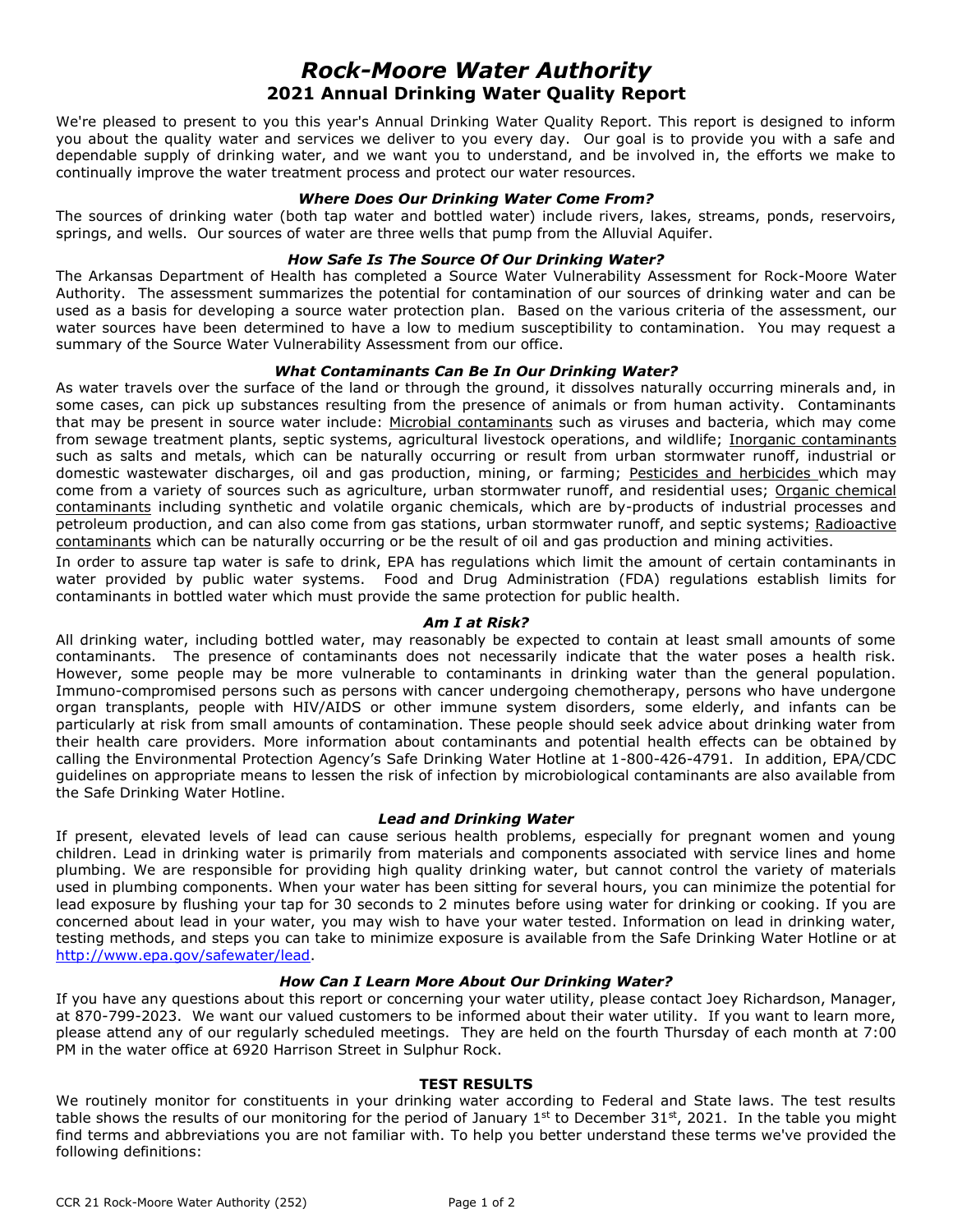# *Rock-Moore Water Authority*
## 2021 Annual Drinking Water Quality Report

We're pleased to present to you this year's Annual Drinking Water Quality Report. This report is designed to inform you about the quality water and services we deliver to you every day. Our goal is to provide you with a safe and dependable supply of drinking water, and we want you to understand, and be involved in, the efforts we make to continually improve the water treatment process and protect our water resources.

### *Where Does Our Drinking Water Come From?*

The sources of drinking water (both tap water and bottled water) include rivers, lakes, streams, ponds, reservoirs, springs, and wells. Our sources of water are three wells that pump from the Alluvial Aquifer.

### *How Safe Is The Source Of Our Drinking Water?*

The Arkansas Department of Health has completed a Source Water Vulnerability Assessment for Rock-Moore Water Authority. The assessment summarizes the potential for contamination of our sources of drinking water and can be used as a basis for developing a source water protection plan. Based on the various criteria of the assessment, our water sources have been determined to have a low to medium susceptibility to contamination. You may request a summary of the Source Water Vulnerability Assessment from our office.

### *What Contaminants Can Be In Our Drinking Water?*

As water travels over the surface of the land or through the ground, it dissolves naturally occurring minerals and, in some cases, can pick up substances resulting from the presence of animals or from human activity. Contaminants that may be present in source water include: Microbial contaminants such as viruses and bacteria, which may come from sewage treatment plants, septic systems, agricultural livestock operations, and wildlife; Inorganic contaminants such as salts and metals, which can be naturally occurring or result from urban stormwater runoff, industrial or domestic wastewater discharges, oil and gas production, mining, or farming; Pesticides and herbicides which may come from a variety of sources such as agriculture, urban stormwater runoff, and residential uses; Organic chemical contaminants including synthetic and volatile organic chemicals, which are by-products of industrial processes and petroleum production, and can also come from gas stations, urban stormwater runoff, and septic systems; Radioactive contaminants which can be naturally occurring or be the result of oil and gas production and mining activities.

In order to assure tap water is safe to drink, EPA has regulations which limit the amount of certain contaminants in water provided by public water systems. Food and Drug Administration (FDA) regulations establish limits for contaminants in bottled water which must provide the same protection for public health.

### *Am I at Risk?*

All drinking water, including bottled water, may reasonably be expected to contain at least small amounts of some contaminants. The presence of contaminants does not necessarily indicate that the water poses a health risk. However, some people may be more vulnerable to contaminants in drinking water than the general population. Immuno-compromised persons such as persons with cancer undergoing chemotherapy, persons who have undergone organ transplants, people with HIV/AIDS or other immune system disorders, some elderly, and infants can be particularly at risk from small amounts of contamination. These people should seek advice about drinking water from their health care providers. More information about contaminants and potential health effects can be obtained by calling the Environmental Protection Agency's Safe Drinking Water Hotline at 1-800-426-4791. In addition, EPA/CDC guidelines on appropriate means to lessen the risk of infection by microbiological contaminants are also available from the Safe Drinking Water Hotline.

### *Lead and Drinking Water*

If present, elevated levels of lead can cause serious health problems, especially for pregnant women and young children. Lead in drinking water is primarily from materials and components associated with service lines and home plumbing. We are responsible for providing high quality drinking water, but cannot control the variety of materials used in plumbing components. When your water has been sitting for several hours, you can minimize the potential for lead exposure by flushing your tap for 30 seconds to 2 minutes before using water for drinking or cooking. If you are concerned about lead in your water, you may wish to have your water tested. Information on lead in drinking water, testing methods, and steps you can take to minimize exposure is available from the Safe Drinking Water Hotline or at http://www.epa.gov/safewater/lead.

### *How Can I Learn More About Our Drinking Water?*

If you have any questions about this report or concerning your water utility, please contact Joey Richardson, Manager, at 870-799-2023. We want our valued customers to be informed about their water utility. If you want to learn more, please attend any of our regularly scheduled meetings. They are held on the fourth Thursday of each month at 7:00 PM in the water office at 6920 Harrison Street in Sulphur Rock.

### TEST RESULTS

We routinely monitor for constituents in your drinking water according to Federal and State laws. The test results table shows the results of our monitoring for the period of January 1st to December 31st, 2021. In the table you might find terms and abbreviations you are not familiar with. To help you better understand these terms we've provided the following definitions: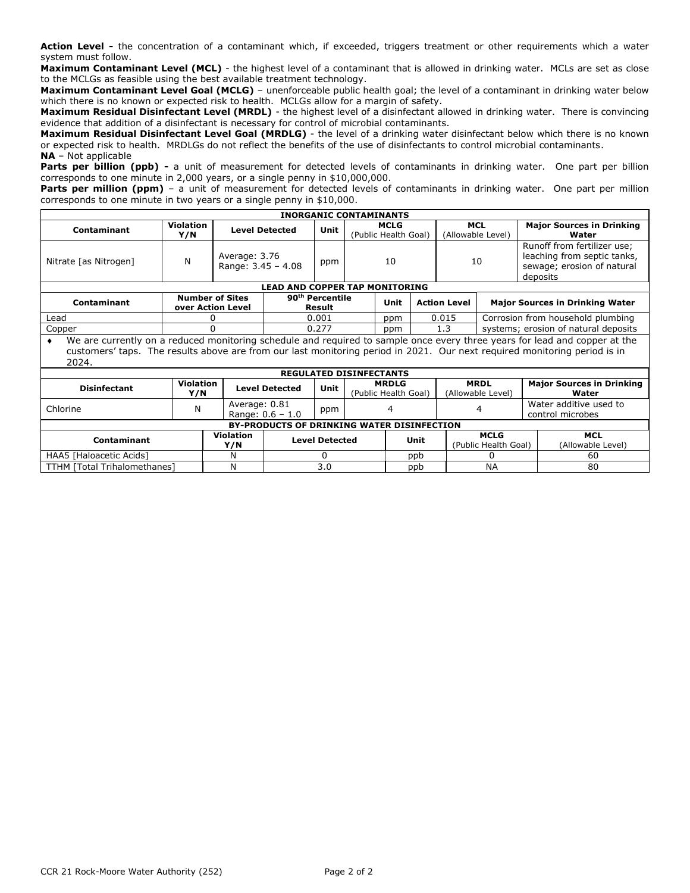**Action Level -** the concentration of a contaminant which, if exceeded, triggers treatment or other requirements which a water system must follow.

**Maximum Contaminant Level (MCL)** - the highest level of a contaminant that is allowed in drinking water. MCLs are set as close to the MCLGs as feasible using the best available treatment technology.

**Maximum Contaminant Level Goal (MCLG)** – unenforceable public health goal; the level of a contaminant in drinking water below which there is no known or expected risk to health. MCLGs allow for a margin of safety.

**Maximum Residual Disinfectant Level (MRDL)** - the highest level of a disinfectant allowed in drinking water. There is convincing evidence that addition of a disinfectant is necessary for control of microbial contaminants.

**Maximum Residual Disinfectant Level Goal (MRDLG)** - the level of a drinking water disinfectant below which there is no known or expected risk to health. MRDLGs do not reflect the benefits of the use of disinfectants to control microbial contaminants.

**NA** – Not applicable

**Parts per billion (ppb) -** a unit of measurement for detected levels of contaminants in drinking water. One part per billion corresponds to one minute in 2,000 years, or a single penny in $10,000,000.

**Parts per million (ppm)** – a unit of measurement for detected levels of contaminants in drinking water. One part per million corresponds to one minute in two years or a single penny in $10,000.

**INORGANIC CONTAMINANTS**

| Contaminant | Violation Y/N | Level Detected | Unit | MCLG (Public Health Goal) | MCL (Allowable Level) | Major Sources in Drinking Water |
|---|---|---|---|---|---|---|
| Nitrate [as Nitrogen] | N | Average: 3.76<br>Range: 3.45 – 4.08 | ppm | 10 | 10 | Runoff from fertilizer use; leaching from septic tanks, sewage; erosion of natural deposits |

**LEAD AND COPPER TAP MONITORING**

| Contaminant | Number of Sites over Action Level | 90th Percentile Result | Unit | Action Level | Major Sources in Drinking Water |
|---|---|---|---|---|---|
| Lead | 0 | 0.001 | ppm | 0.015 | Corrosion from household plumbing systems; erosion of natural deposits |
| Copper | 0 | 0.277 | ppm | 1.3 | |

- We are currently on a reduced monitoring schedule and required to sample once every three years for lead and copper at the customers' taps. The results above are from our last monitoring period in 2021. Our next required monitoring period is in 2024.

**REGULATED DISINFECTANTS**

| Disinfectant | Violation Y/N | Level Detected | Unit | MRDLG (Public Health Goal) | MRDL (Allowable Level) | Major Sources in Drinking Water |
|---|---|---|---|---|---|---|
| Chlorine | N | Average: 0.81<br>Range: 0.6 – 1.0 | ppm | 4 | 4 | Water additive used to control microbes |

**BY-PRODUCTS OF DRINKING WATER DISINFECTION**

| Contaminant | Violation Y/N | Level Detected | Unit | MCLG (Public Health Goal) | MCL (Allowable Level) |
|---|---|---|---|---|---|
| HAA5 [Haloacetic Acids] | N | 0 | ppb | 0 | 60 |
| TTHM [Total Trihalomethanes] | N | 3.0 | ppb | NA | 80 |

CCR 21 Rock-Moore Water Authority (252)